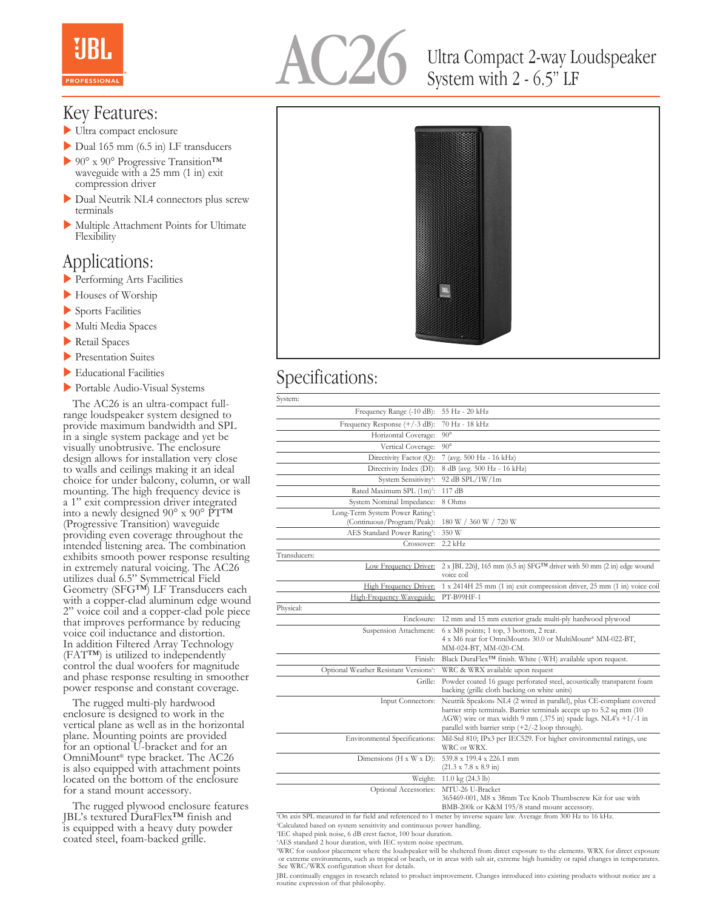# AC26

## Ultra Compact 2-way Loudspeaker System with 2 - 6.5" LF

## Key Features:

- Ultra compact enclosure
- Dual 165 mm (6.5 in) LF transducers
- 90° x 90° Progressive Transition™ waveguide with a 25 mm (1 in) exit compression driver
- Dual Neutrik NL4 connectors plus screw terminals
- Multiple Attachment Points for Ultimate Flexibility

## Applications:

- Performing Arts Facilities
- Houses of Worship
- Sports Facilities
- Multi Media Spaces
- Retail Spaces
- Presentation Suites
- Educational Facilities
- Portable Audio-Visual Systems

The AC26 is an ultra-compact full-range loudspeaker system designed to provide maximum bandwidth and SPL in a single system package and yet be visually unobtrusive. The enclosure design allows for installation very close to walls and ceilings making it an ideal choice for under balcony, column, or wall mounting. The high frequency device is a 1" exit compression driver integrated into a newly designed 90° x 90° PT™ (Progressive Transition) waveguide providing even coverage throughout the intended listening area. The combination exhibits smooth power response resulting in extremely natural voicing. The AC26 utilizes dual 6.5" Symmetrical Field Geometry (SFG™) LF Transducers each with a copper-clad aluminum edge wound 2" voice coil and a copper-clad pole piece that improves performance by reducing voice coil inductance and distortion. In addition Filtered Array Technology (FAT™) is utilized to independently control the dual woofers for magnitude and phase response resulting in smoother power response and constant coverage.

The rugged multi-ply hardwood enclosure is designed to work in the vertical plane as well as in the horizontal plane. Mounting points are provided for an optional U-bracket and for an OmniMount® type bracket. The AC26 is also equipped with attachment points located on the bottom of the enclosure for a stand mount accessory.

The rugged plywood enclosure features JBL's textured DuraFlex™ finish and is equipped with a heavy duty powder coated steel, foam-backed grille.

## Specifications:

| | |
|---|---|
| **System:** | |
| Frequency Range (-10 dB): | 55 Hz - 20 kHz |
| Frequency Response (+/-3 dB): | 70 Hz - 18 kHz |
| Horizontal Coverage: | 90° |
| Vertical Coverage: | 90° |
| Directivity Factor (Q): | 7 (avg. 500 Hz - 16 kHz) |
| Directivity Index (DI): | 8 dB (avg. 500 Hz - 16 kHz) |
| System Sensitivity[1]: | 92 dB SPL/1W/1m |
| Rated Maximum SPL (1m)[2]: | 117 dB |
| System Nominal Impedance: | 8 Ohms |
| Long-Term System Power Rating[3]: (Continuous/Program/Peak): | 180 W / 360 W / 720 W |
| AES Standard Power Rating[4]: | 350 W |
| Crossover: | 2.2 kHz |
| **Transducers:** | |
| Low Frequency Driver: | 2 x JBL 226J, 165 mm (6.5 in) SFG™ driver with 50 mm (2 in) edge wound voice coil |
| High Frequency Driver: | 1 x 2414H 25 mm (1 in) exit compression driver, 25 mm (1 in) voice coil |
| High-Frequency Waveguide: | PT-B99HF-1 |
| **Physical:** | |
| Enclosure: | 12 mm and 15 mm exterior grade multi-ply hardwood plywood |
| Suspension Attachment: | 6 x M8 points; 1 top, 3 bottom, 2 rear. 4 x M6 rear for OmniMount® 30.0 or MultiMount® MM-022-BT, MM-024-BT, MM-020-CM. |
| Finish: | Black DuraFlex™ finish. White (-WH) available upon request. |
| Optional Weather Resistant Versions[5]: | WRC & WRX available upon request |
| Grille: | Powder coated 16 gauge perforated steel, acoustically transparent foam backing (grille cloth backing on white units) |
| Input Connectors: | Neutrik Speakon® NL4 (2 wired in parallel), plus CE-compliant covered barrier strip terminals. Barrier terminals accept up to 5.2 sq mm (10 AGW) wire or max width 9 mm (.375 in) spade lugs. NL4's +1/-1 in parallel with barrier strip (+2/-2 loop through). |
| Environmental Specifications: | Mil-Std 810; IPx3 per IEC529. For higher environmental ratings, use WRC or WRX. |
| Dimensions (H x W x D): | 539.8 x 199.4 x 226.1 mm (21.3 x 7.8 x 8.9 in) |
| Weight: | 11.0 kg (24.3 lb) |
| Optional Accessories: | MTU-26 U-Bracket 365469-001, M8 x 38mm Tee Knob Thumbscrew Kit for use with BMB-200k or K&M 195/8 stand mount accessory. |

[1] On axis SPL measured in far field and referenced to 1 meter by inverse square law. Average from 300 Hz to 16 kHz.
[2] Calculated based on system sensitivity and continuous power handling.
[3] IEC shaped pink noise, 6 dB crest factor, 100 hour duration.
[4] AES standard 2 hour duration, with IEC system noise spectrum.
[5] WRC for outdoor placement where the loudspeaker will be sheltered from direct exposure to the elements. WRX for direct exposure or extreme environments, such as tropical or beach, or in areas with salt air, extreme high humidity or rapid changes in temperatures. See WRC/WRX configuration sheet for details.

JBL continually engages in research related to product improvement. Changes introduced into existing products without notice are a routine expression of that philosophy.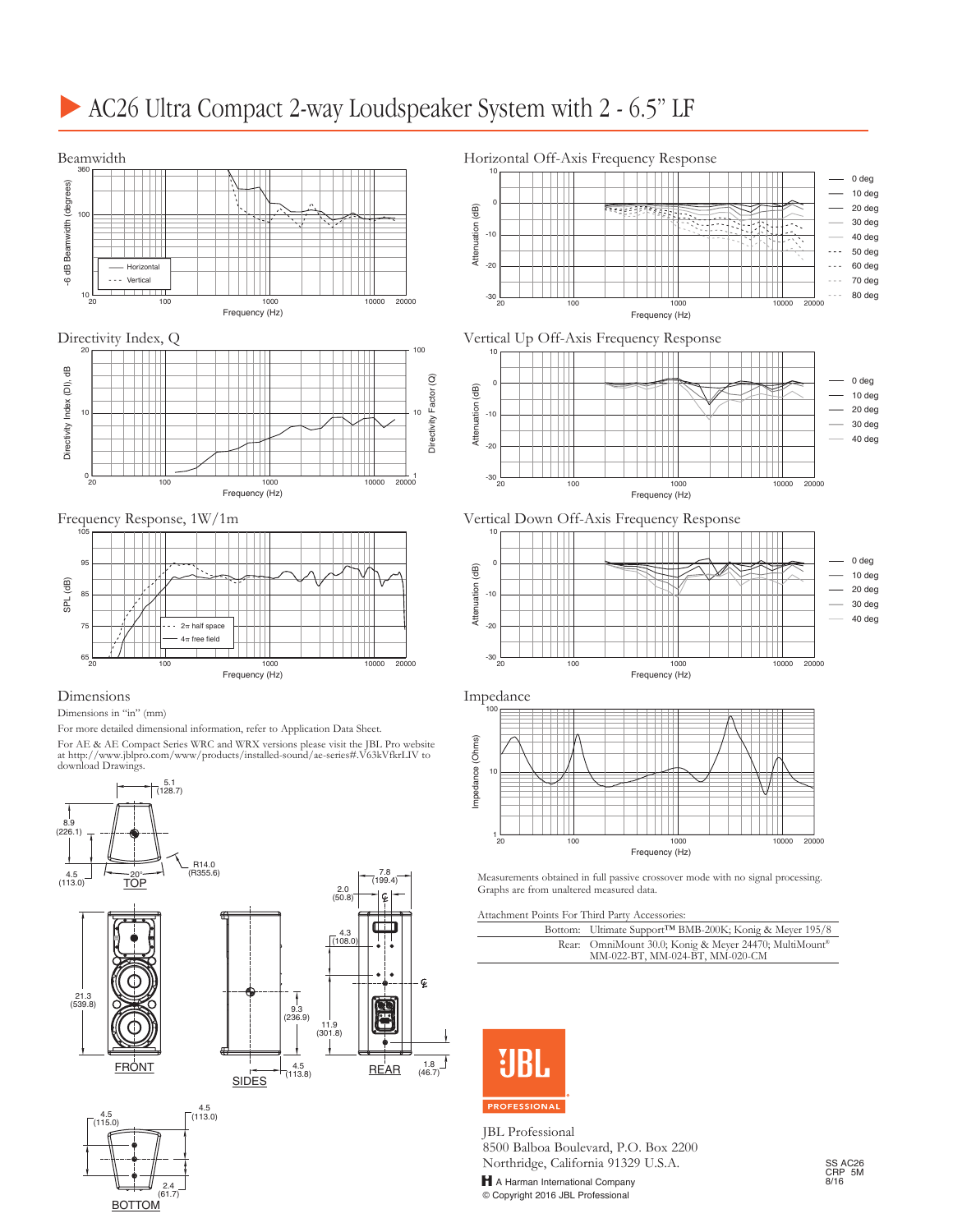# AC26 Ultra Compact 2-way Loudspeaker System with 2 - 6.5" LF

## Beamwidth

-6 dB Beamwidth (degrees)
360
100
10
20 100 1000 10000 20000
Frequency (Hz)
Horizontal
Vertical

## Directivity Index, Q

Directivity Index (DI), dB
20
10
0
Directivity Factor (Q)
100
10
1
20 100 1000 10000 20000
Frequency (Hz)

## Frequency Response, 1W/1m

SPL (dB)
105
95
85
75
65
20 100 1000 10000 20000
Frequency (Hz)
2π half space
4π free field

## Horizontal Off-Axis Frequency Response

Attenuation (dB)
10
0
-10
-20
-30
20 100 1000 10000 20000
Frequency (Hz)
0 deg
10 deg
20 deg
30 deg
40 deg
50 deg
60 deg
70 deg
80 deg

## Vertical Up Off-Axis Frequency Response

Attenuation (dB)
10
0
-10
-20
-30
20 100 1000 10000 20000
Frequency (Hz)
0 deg
10 deg
20 deg
30 deg
40 deg

## Vertical Down Off-Axis Frequency Response

Attenuation (dB)
10
0
-10
-20
-30
20 100 1000 10000 20000
Frequency (Hz)
0 deg
10 deg
20 deg
30 deg
40 deg

## Impedance

Impedance (Ohms)
100
10
1
20 100 1000 10000 20000
Frequency (Hz)

Measurements obtained in full passive crossover mode with no signal processing.
Graphs are from unaltered measured data.

## Dimensions

Dimensions in "in" (mm)

For more detailed dimensional information, refer to Application Data Sheet.

For AE & AE Compact Series WRC and WRX versions please visit the JBL Pro website at http://www.jblpro.com/www/products/installed-sound/ae-series#.V63kVfkrLIV to download Drawings.

TOP: 5.1 (128.7), 8.9 (226.1), 4.5 (113.0), 20°, R14.0 (R355.6)

FRONT: 21.3 (539.8)

SIDES: 9.3 (236.9), 4.5 (113.8)

REAR: 7.8 (199.4), 2.0 (50.8), 4.3 (108.0), 11.9 (301.8), 1.8 (46.7), ℄

BOTTOM: 4.5 (115.0), 4.5 (113.0), 2.4 (61.7)

Attachment Points For Third Party Accessories:

| | |
|---|---|
| Bottom: | Ultimate Support™ BMB-200K; Konig & Meyer 195/8 |
| Rear: | OmniMount 30.0; Konig & Meyer 24470; MultiMount® MM-022-BT, MM-024-BT, MM-020-CM |

JBL PROFESSIONAL

JBL Professional
8500 Balboa Boulevard, P.O. Box 2200
Northridge, California 91329 U.S.A.

A Harman International Company
© Copyright 2016 JBL Professional

SS AC26
CRP 5M
8/16